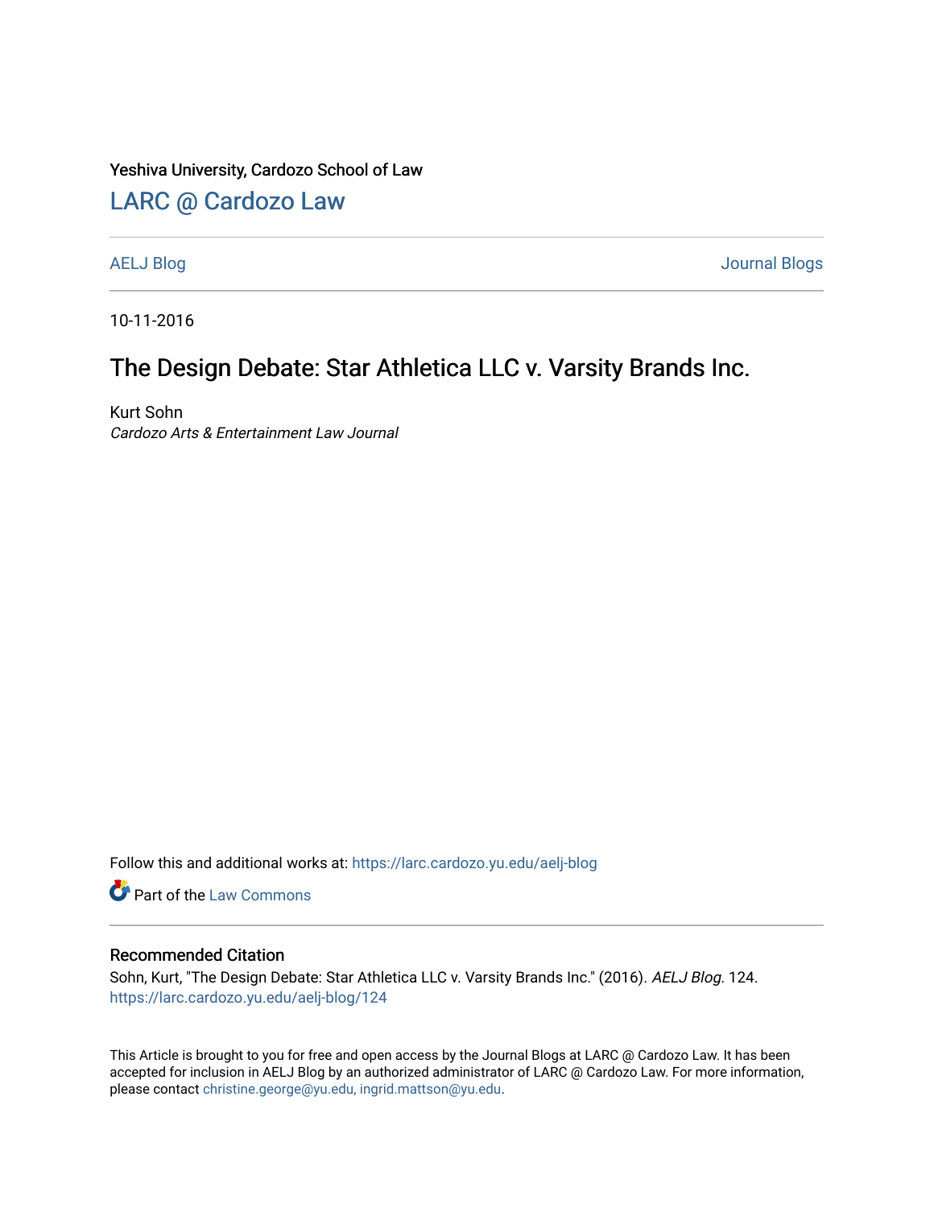Yeshiva University, Cardozo School of Law

## LARC @ Cardozo Law

AELJ Blog Journal Blogs

10-11-2016

# The Design Debate: Star Athletica LLC v. Varsity Brands Inc.

Kurt Sohn
*Cardozo Arts & Entertainment Law Journal*

Follow this and additional works at: https://larc.cardozo.yu.edu/aelj-blog

Part of the Law Commons

### Recommended Citation

Sohn, Kurt, "The Design Debate: Star Athletica LLC v. Varsity Brands Inc." (2016). *AELJ Blog*. 124.
https://larc.cardozo.yu.edu/aelj-blog/124

This Article is brought to you for free and open access by the Journal Blogs at LARC @ Cardozo Law. It has been accepted for inclusion in AELJ Blog by an authorized administrator of LARC @ Cardozo Law. For more information, please contact christine.george@yu.edu, ingrid.mattson@yu.edu.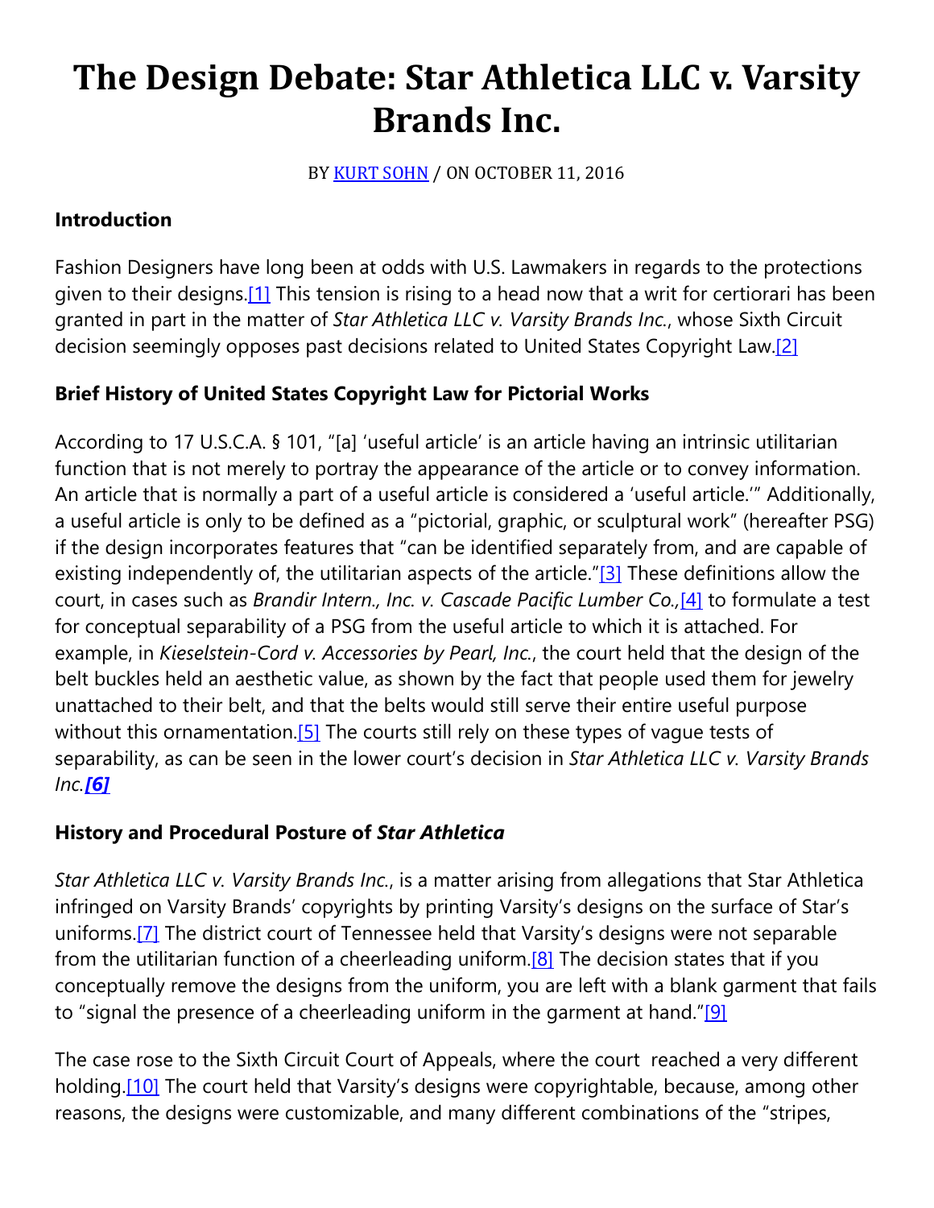# The Design Debate: Star Athletica LLC v. Varsity Brands Inc.

BY KURT SOHN / ON OCTOBER 11, 2016

### Introduction

Fashion Designers have long been at odds with U.S. Lawmakers in regards to the protections given to their designs.[1] This tension is rising to a head now that a writ for certiorari has been granted in part in the matter of *Star Athletica LLC v. Varsity Brands Inc.*, whose Sixth Circuit decision seemingly opposes past decisions related to United States Copyright Law.[2]

### Brief History of United States Copyright Law for Pictorial Works

According to 17 U.S.C.A. § 101, "[a] 'useful article' is an article having an intrinsic utilitarian function that is not merely to portray the appearance of the article or to convey information. An article that is normally a part of a useful article is considered a 'useful article.'" Additionally, a useful article is only to be defined as a "pictorial, graphic, or sculptural work" (hereafter PSG) if the design incorporates features that "can be identified separately from, and are capable of existing independently of, the utilitarian aspects of the article."[3] These definitions allow the court, in cases such as *Brandir Intern., Inc. v. Cascade Pacific Lumber Co.,*[4] to formulate a test for conceptual separability of a PSG from the useful article to which it is attached. For example, in *Kieselstein-Cord v. Accessories by Pearl, Inc.*, the court held that the design of the belt buckles held an aesthetic value, as shown by the fact that people used them for jewelry unattached to their belt, and that the belts would still serve their entire useful purpose without this ornamentation.[5] The courts still rely on these types of vague tests of separability, as can be seen in the lower court's decision in *Star Athletica LLC v. Varsity Brands Inc.[6]*

### History and Procedural Posture of *Star Athletica*

*Star Athletica LLC v. Varsity Brands Inc.*, is a matter arising from allegations that Star Athletica infringed on Varsity Brands' copyrights by printing Varsity's designs on the surface of Star's uniforms.[7] The district court of Tennessee held that Varsity's designs were not separable from the utilitarian function of a cheerleading uniform.[8] The decision states that if you conceptually remove the designs from the uniform, you are left with a blank garment that fails to "signal the presence of a cheerleading uniform in the garment at hand."[9]

The case rose to the Sixth Circuit Court of Appeals, where the court reached a very different holding.[10] The court held that Varsity's designs were copyrightable, because, among other reasons, the designs were customizable, and many different combinations of the "stripes,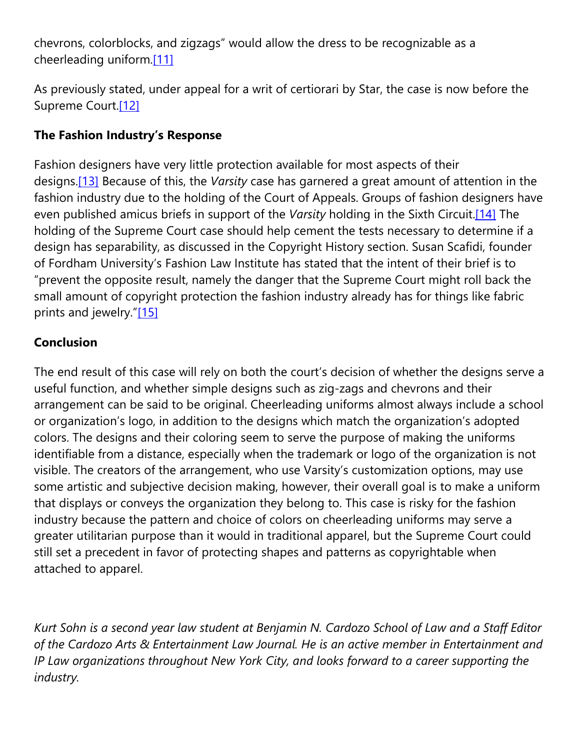chevrons, colorblocks, and zigzags" would allow the dress to be recognizable as a cheerleading uniform.[11]

As previously stated, under appeal for a writ of certiorari by Star, the case is now before the Supreme Court.[12]

**The Fashion Industry's Response**

Fashion designers have very little protection available for most aspects of their designs.[13] Because of this, the *Varsity* case has garnered a great amount of attention in the fashion industry due to the holding of the Court of Appeals. Groups of fashion designers have even published amicus briefs in support of the *Varsity* holding in the Sixth Circuit.[14] The holding of the Supreme Court case should help cement the tests necessary to determine if a design has separability, as discussed in the Copyright History section. Susan Scafidi, founder of Fordham University's Fashion Law Institute has stated that the intent of their brief is to "prevent the opposite result, namely the danger that the Supreme Court might roll back the small amount of copyright protection the fashion industry already has for things like fabric prints and jewelry."[15]

**Conclusion**

The end result of this case will rely on both the court's decision of whether the designs serve a useful function, and whether simple designs such as zig-zags and chevrons and their arrangement can be said to be original. Cheerleading uniforms almost always include a school or organization's logo, in addition to the designs which match the organization's adopted colors. The designs and their coloring seem to serve the purpose of making the uniforms identifiable from a distance, especially when the trademark or logo of the organization is not visible. The creators of the arrangement, who use Varsity's customization options, may use some artistic and subjective decision making, however, their overall goal is to make a uniform that displays or conveys the organization they belong to. This case is risky for the fashion industry because the pattern and choice of colors on cheerleading uniforms may serve a greater utilitarian purpose than it would in traditional apparel, but the Supreme Court could still set a precedent in favor of protecting shapes and patterns as copyrightable when attached to apparel.

*Kurt Sohn is a second year law student at Benjamin N. Cardozo School of Law and a Staff Editor of the Cardozo Arts & Entertainment Law Journal. He is an active member in Entertainment and IP Law organizations throughout New York City, and looks forward to a career supporting the industry.*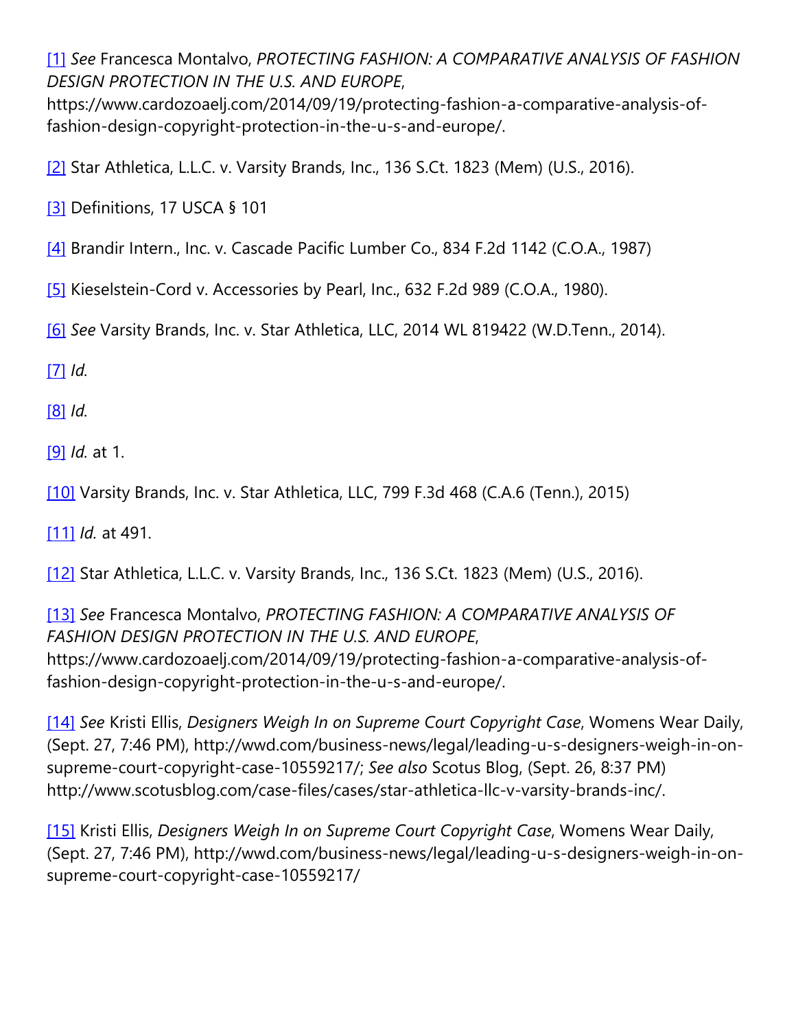[1] *See* Francesca Montalvo, *PROTECTING FASHION: A COMPARATIVE ANALYSIS OF FASHION DESIGN PROTECTION IN THE U.S. AND EUROPE*, https://www.cardozoaelj.com/2014/09/19/protecting-fashion-a-comparative-analysis-of-fashion-design-copyright-protection-in-the-u-s-and-europe/.

[2] Star Athletica, L.L.C. v. Varsity Brands, Inc., 136 S.Ct. 1823 (Mem) (U.S., 2016).

[3] Definitions, 17 USCA § 101

[4] Brandir Intern., Inc. v. Cascade Pacific Lumber Co., 834 F.2d 1142 (C.O.A., 1987)

[5] Kieselstein-Cord v. Accessories by Pearl, Inc., 632 F.2d 989 (C.O.A., 1980).

[6] *See* Varsity Brands, Inc. v. Star Athletica, LLC, 2014 WL 819422 (W.D.Tenn., 2014).

[7] *Id.*

[8] *Id.*

[9] *Id.* at 1.

[10] Varsity Brands, Inc. v. Star Athletica, LLC, 799 F.3d 468 (C.A.6 (Tenn.), 2015)

[11] *Id.* at 491.

[12] Star Athletica, L.L.C. v. Varsity Brands, Inc., 136 S.Ct. 1823 (Mem) (U.S., 2016).

[13] *See* Francesca Montalvo, *PROTECTING FASHION: A COMPARATIVE ANALYSIS OF FASHION DESIGN PROTECTION IN THE U.S. AND EUROPE*, https://www.cardozoaelj.com/2014/09/19/protecting-fashion-a-comparative-analysis-of-fashion-design-copyright-protection-in-the-u-s-and-europe/.

[14] *See* Kristi Ellis, *Designers Weigh In on Supreme Court Copyright Case*, Womens Wear Daily, (Sept. 27, 7:46 PM), http://wwd.com/business-news/legal/leading-u-s-designers-weigh-in-on-supreme-court-copyright-case-10559217/; *See also* Scotus Blog, (Sept. 26, 8:37 PM) http://www.scotusblog.com/case-files/cases/star-athletica-llc-v-varsity-brands-inc/.

[15] Kristi Ellis, *Designers Weigh In on Supreme Court Copyright Case*, Womens Wear Daily, (Sept. 27, 7:46 PM), http://wwd.com/business-news/legal/leading-u-s-designers-weigh-in-on-supreme-court-copyright-case-10559217/